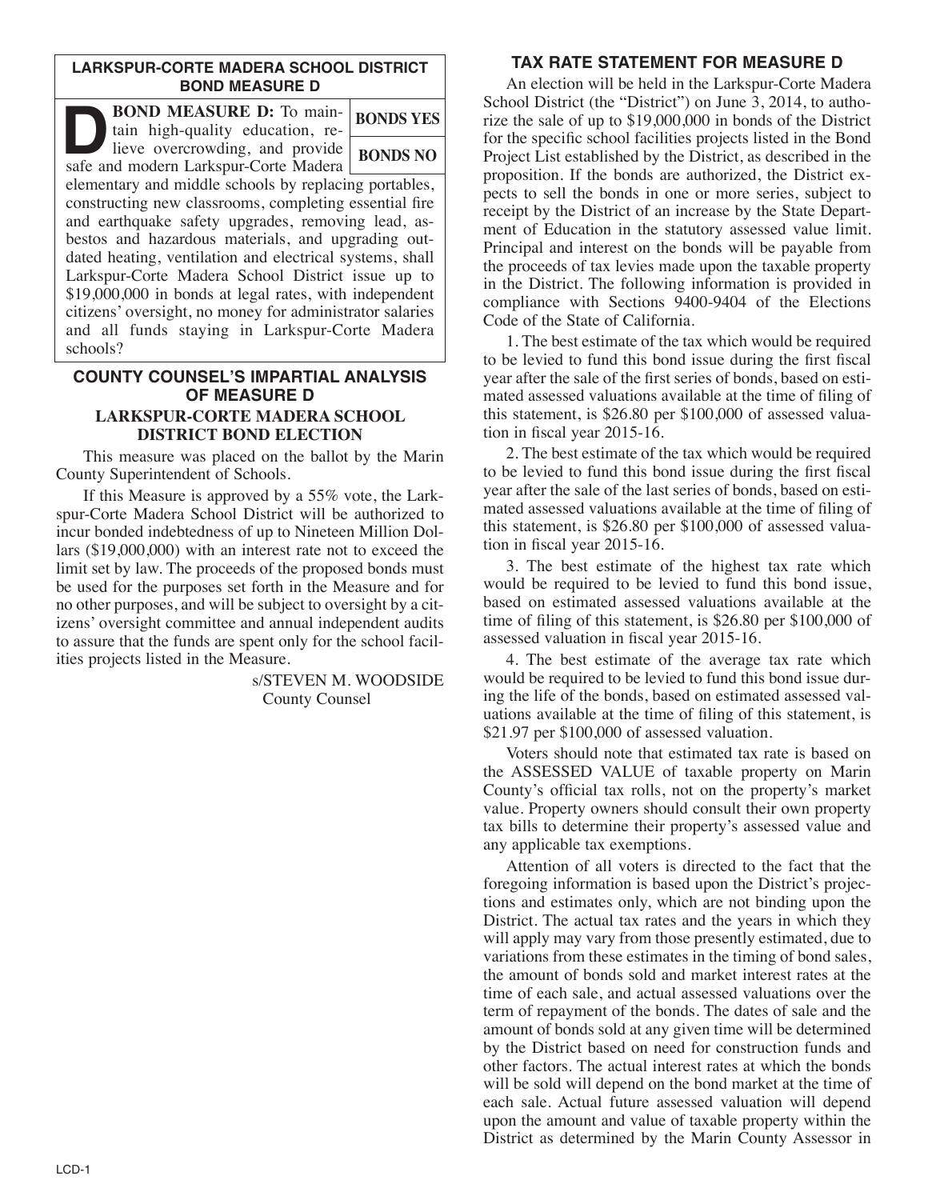## LARKSPUR-CORTE MADERA SCHOOL DISTRICT BOND MEASURE D

**D** **BOND MEASURE D:** To maintain high-quality education, relieve overcrowding, and provide safe and modern Larkspur-Corte Madera elementary and middle schools by replacing portables, constructing new classrooms, completing essential fire and earthquake safety upgrades, removing lead, asbestos and hazardous materials, and upgrading outdated heating, ventilation and electrical systems, shall Larkspur-Corte Madera School District issue up to $19,000,000 in bonds at legal rates, with independent citizens' oversight, no money for administrator salaries and all funds staying in Larkspur-Corte Madera schools?

| BONDS YES |
|---|
| BONDS NO |

## COUNTY COUNSEL'S IMPARTIAL ANALYSIS OF MEASURE D

### LARKSPUR-CORTE MADERA SCHOOL DISTRICT BOND ELECTION

This measure was placed on the ballot by the Marin County Superintendent of Schools.

If this Measure is approved by a 55% vote, the Larkspur-Corte Madera School District will be authorized to incur bonded indebtedness of up to Nineteen Million Dollars ($19,000,000) with an interest rate not to exceed the limit set by law. The proceeds of the proposed bonds must be used for the purposes set forth in the Measure and for no other purposes, and will be subject to oversight by a citizens' oversight committee and annual independent audits to assure that the funds are spent only for the school facilities projects listed in the Measure.

s/STEVEN M. WOODSIDE
County Counsel

## TAX RATE STATEMENT FOR MEASURE D

An election will be held in the Larkspur-Corte Madera School District (the "District") on June 3, 2014, to authorize the sale of up to $19,000,000 in bonds of the District for the specific school facilities projects listed in the Bond Project List established by the District, as described in the proposition. If the bonds are authorized, the District expects to sell the bonds in one or more series, subject to receipt by the District of an increase by the State Department of Education in the statutory assessed value limit. Principal and interest on the bonds will be payable from the proceeds of tax levies made upon the taxable property in the District. The following information is provided in compliance with Sections 9400-9404 of the Elections Code of the State of California.

1. The best estimate of the tax which would be required to be levied to fund this bond issue during the first fiscal year after the sale of the first series of bonds, based on estimated assessed valuations available at the time of filing of this statement, is $26.80 per $100,000 of assessed valuation in fiscal year 2015-16.

2. The best estimate of the tax which would be required to be levied to fund this bond issue during the first fiscal year after the sale of the last series of bonds, based on estimated assessed valuations available at the time of filing of this statement, is $26.80 per $100,000 of assessed valuation in fiscal year 2015-16.

3. The best estimate of the highest tax rate which would be required to be levied to fund this bond issue, based on estimated assessed valuations available at the time of filing of this statement, is $26.80 per $100,000 of assessed valuation in fiscal year 2015-16.

4. The best estimate of the average tax rate which would be required to be levied to fund this bond issue during the life of the bonds, based on estimated assessed valuations available at the time of filing of this statement, is $21.97 per $100,000 of assessed valuation.

Voters should note that estimated tax rate is based on the ASSESSED VALUE of taxable property on Marin County's official tax rolls, not on the property's market value. Property owners should consult their own property tax bills to determine their property's assessed value and any applicable tax exemptions.

Attention of all voters is directed to the fact that the foregoing information is based upon the District's projections and estimates only, which are not binding upon the District. The actual tax rates and the years in which they will apply may vary from those presently estimated, due to variations from these estimates in the timing of bond sales, the amount of bonds sold and market interest rates at the time of each sale, and actual assessed valuations over the term of repayment of the bonds. The dates of sale and the amount of bonds sold at any given time will be determined by the District based on need for construction funds and other factors. The actual interest rates at which the bonds will be sold will depend on the bond market at the time of each sale. Actual future assessed valuation will depend upon the amount and value of taxable property within the District as determined by the Marin County Assessor in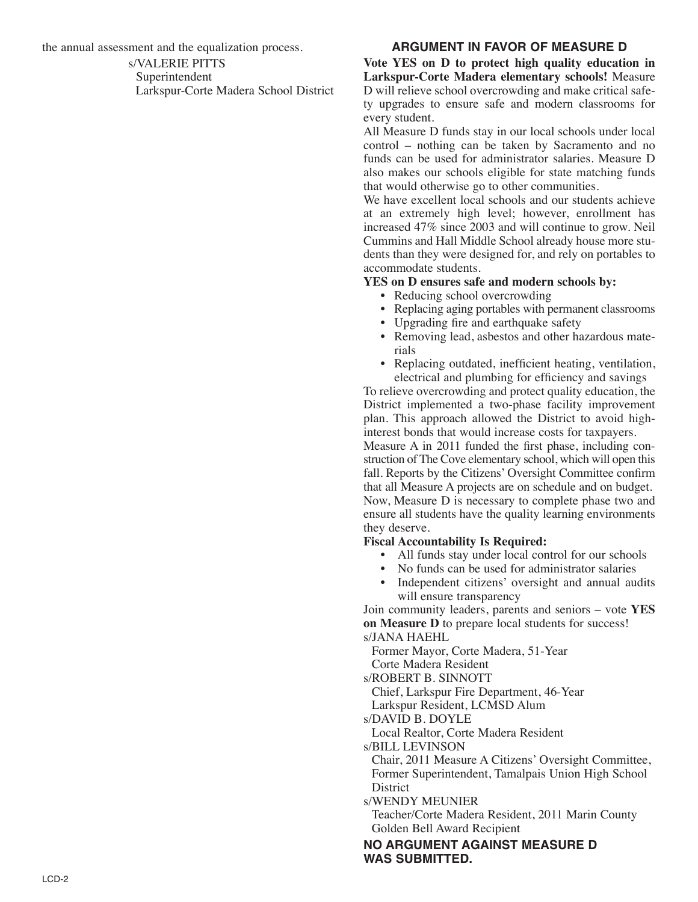the annual assessment and the equalization process.

s/VALERIE PITTS
Superintendent
Larkspur-Corte Madera School District

## ARGUMENT IN FAVOR OF MEASURE D

**Vote YES on D to protect high quality education in Larkspur-Corte Madera elementary schools!** Measure D will relieve school overcrowding and make critical safety upgrades to ensure safe and modern classrooms for every student.

All Measure D funds stay in our local schools under local control – nothing can be taken by Sacramento and no funds can be used for administrator salaries. Measure D also makes our schools eligible for state matching funds that would otherwise go to other communities.

We have excellent local schools and our students achieve at an extremely high level; however, enrollment has increased 47% since 2003 and will continue to grow. Neil Cummins and Hall Middle School already house more students than they were designed for, and rely on portables to accommodate students.

**YES on D ensures safe and modern schools by:**

- Reducing school overcrowding
- Replacing aging portables with permanent classrooms
- Upgrading fire and earthquake safety
- Removing lead, asbestos and other hazardous materials
- Replacing outdated, inefficient heating, ventilation, electrical and plumbing for efficiency and savings

To relieve overcrowding and protect quality education, the District implemented a two-phase facility improvement plan. This approach allowed the District to avoid high-interest bonds that would increase costs for taxpayers.

Measure A in 2011 funded the first phase, including construction of The Cove elementary school, which will open this fall. Reports by the Citizens' Oversight Committee confirm that all Measure A projects are on schedule and on budget.

Now, Measure D is necessary to complete phase two and ensure all students have the quality learning environments they deserve.

**Fiscal Accountability Is Required:**

- All funds stay under local control for our schools
- No funds can be used for administrator salaries
- Independent citizens' oversight and annual audits will ensure transparency

Join community leaders, parents and seniors – vote **YES on Measure D** to prepare local students for success!

s/JANA HAEHL
Former Mayor, Corte Madera, 51-Year Corte Madera Resident

s/ROBERT B. SINNOTT
Chief, Larkspur Fire Department, 46-Year Larkspur Resident, LCMSD Alum

s/DAVID B. DOYLE
Local Realtor, Corte Madera Resident

s/BILL LEVINSON
Chair, 2011 Measure A Citizens' Oversight Committee, Former Superintendent, Tamalpais Union High School District

s/WENDY MEUNIER
Teacher/Corte Madera Resident, 2011 Marin County Golden Bell Award Recipient

## NO ARGUMENT AGAINST MEASURE D WAS SUBMITTED.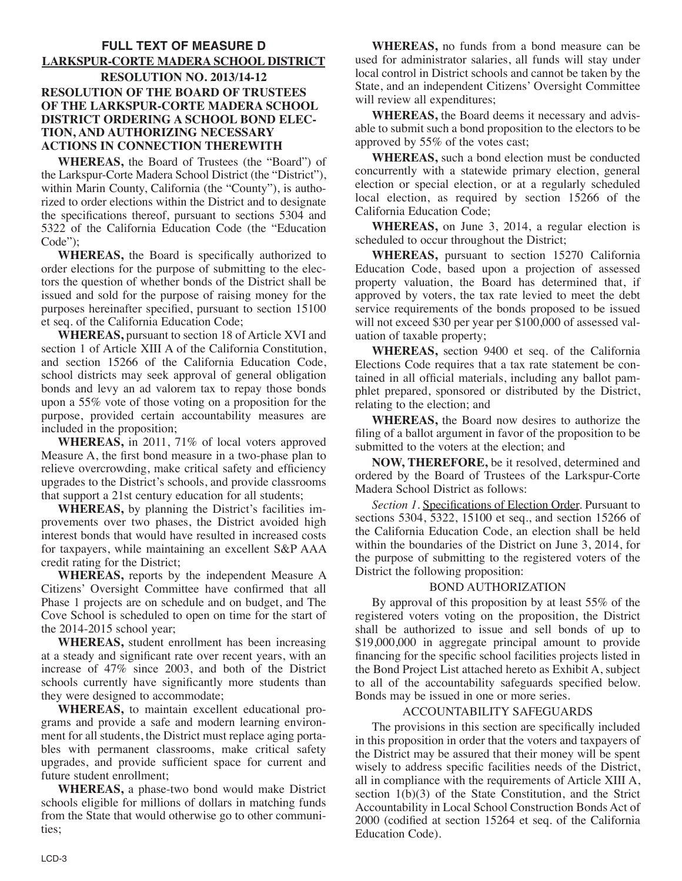## FULL TEXT OF MEASURE D

## LARKSPUR-CORTE MADERA SCHOOL DISTRICT

### RESOLUTION NO. 2013/14-12

### RESOLUTION OF THE BOARD OF TRUSTEES OF THE LARKSPUR-CORTE MADERA SCHOOL DISTRICT ORDERING A SCHOOL BOND ELECTION, AND AUTHORIZING NECESSARY ACTIONS IN CONNECTION THEREWITH

**WHEREAS,** the Board of Trustees (the "Board") of the Larkspur-Corte Madera School District (the "District"), within Marin County, California (the "County"), is authorized to order elections within the District and to designate the specifications thereof, pursuant to sections 5304 and 5322 of the California Education Code (the "Education Code");

**WHEREAS,** the Board is specifically authorized to order elections for the purpose of submitting to the electors the question of whether bonds of the District shall be issued and sold for the purpose of raising money for the purposes hereinafter specified, pursuant to section 15100 et seq. of the California Education Code;

**WHEREAS,** pursuant to section 18 of Article XVI and section 1 of Article XIII A of the California Constitution, and section 15266 of the California Education Code, school districts may seek approval of general obligation bonds and levy an ad valorem tax to repay those bonds upon a 55% vote of those voting on a proposition for the purpose, provided certain accountability measures are included in the proposition;

**WHEREAS,** in 2011, 71% of local voters approved Measure A, the first bond measure in a two-phase plan to relieve overcrowding, make critical safety and efficiency upgrades to the District's schools, and provide classrooms that support a 21st century education for all students;

**WHEREAS,** by planning the District's facilities improvements over two phases, the District avoided high interest bonds that would have resulted in increased costs for taxpayers, while maintaining an excellent S&P AAA credit rating for the District;

**WHEREAS,** reports by the independent Measure A Citizens' Oversight Committee have confirmed that all Phase 1 projects are on schedule and on budget, and The Cove School is scheduled to open on time for the start of the 2014-2015 school year;

**WHEREAS,** student enrollment has been increasing at a steady and significant rate over recent years, with an increase of 47% since 2003, and both of the District schools currently have significantly more students than they were designed to accommodate;

**WHEREAS,** to maintain excellent educational programs and provide a safe and modern learning environment for all students, the District must replace aging portables with permanent classrooms, make critical safety upgrades, and provide sufficient space for current and future student enrollment;

**WHEREAS,** a phase-two bond would make District schools eligible for millions of dollars in matching funds from the State that would otherwise go to other communities;

**WHEREAS,** no funds from a bond measure can be used for administrator salaries, all funds will stay under local control in District schools and cannot be taken by the State, and an independent Citizens' Oversight Committee will review all expenditures;

**WHEREAS,** the Board deems it necessary and advisable to submit such a bond proposition to the electors to be approved by 55% of the votes cast;

**WHEREAS,** such a bond election must be conducted concurrently with a statewide primary election, general election or special election, or at a regularly scheduled local election, as required by section 15266 of the California Education Code;

**WHEREAS,** on June 3, 2014, a regular election is scheduled to occur throughout the District;

**WHEREAS,** pursuant to section 15270 California Education Code, based upon a projection of assessed property valuation, the Board has determined that, if approved by voters, the tax rate levied to meet the debt service requirements of the bonds proposed to be issued will not exceed $30 per year per $100,000 of assessed valuation of taxable property;

**WHEREAS,** section 9400 et seq. of the California Elections Code requires that a tax rate statement be contained in all official materials, including any ballot pamphlet prepared, sponsored or distributed by the District, relating to the election; and

**WHEREAS,** the Board now desires to authorize the filing of a ballot argument in favor of the proposition to be submitted to the voters at the election; and

**NOW, THEREFORE,** be it resolved, determined and ordered by the Board of Trustees of the Larkspur-Corte Madera School District as follows:

*Section 1.* Specifications of Election Order. Pursuant to sections 5304, 5322, 15100 et seq., and section 15266 of the California Education Code, an election shall be held within the boundaries of the District on June 3, 2014, for the purpose of submitting to the registered voters of the District the following proposition:

BOND AUTHORIZATION

By approval of this proposition by at least 55% of the registered voters voting on the proposition, the District shall be authorized to issue and sell bonds of up to $19,000,000 in aggregate principal amount to provide financing for the specific school facilities projects listed in the Bond Project List attached hereto as Exhibit A, subject to all of the accountability safeguards specified below. Bonds may be issued in one or more series.

ACCOUNTABILITY SAFEGUARDS

The provisions in this section are specifically included in this proposition in order that the voters and taxpayers of the District may be assured that their money will be spent wisely to address specific facilities needs of the District, all in compliance with the requirements of Article XIII A, section 1(b)(3) of the State Constitution, and the Strict Accountability in Local School Construction Bonds Act of 2000 (codified at section 15264 et seq. of the California Education Code).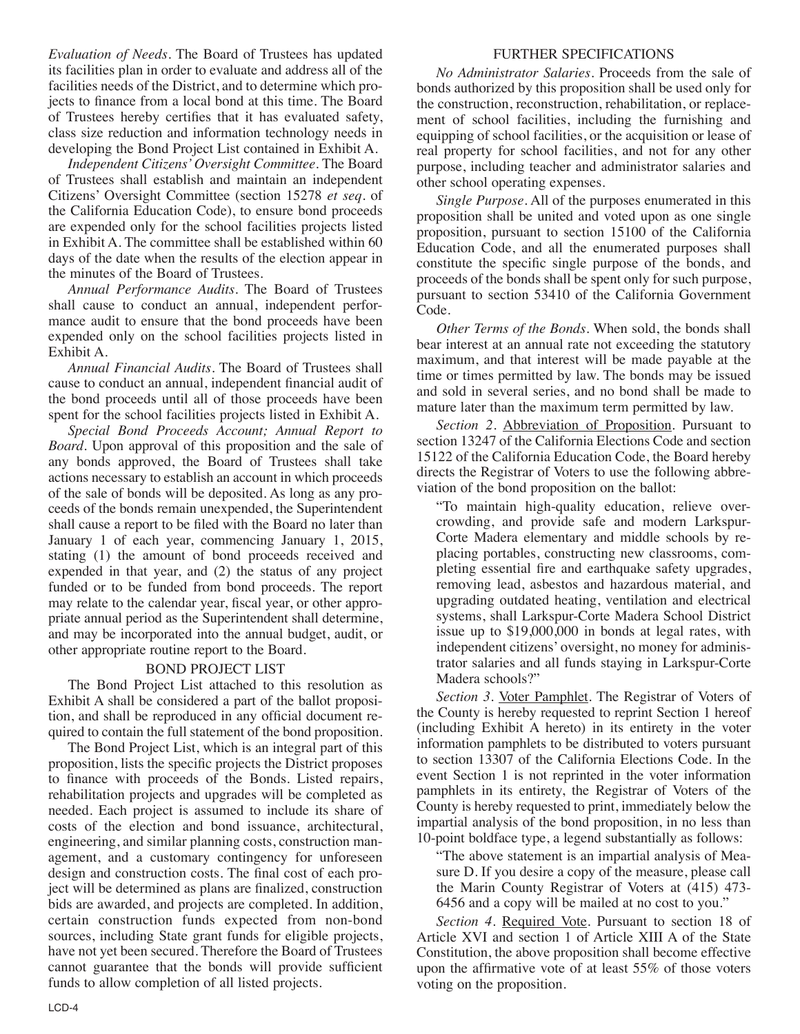*Evaluation of Needs*. The Board of Trustees has updated its facilities plan in order to evaluate and address all of the facilities needs of the District, and to determine which projects to finance from a local bond at this time. The Board of Trustees hereby certifies that it has evaluated safety, class size reduction and information technology needs in developing the Bond Project List contained in Exhibit A.

*Independent Citizens' Oversight Committee*. The Board of Trustees shall establish and maintain an independent Citizens' Oversight Committee (section 15278 *et seq.* of the California Education Code), to ensure bond proceeds are expended only for the school facilities projects listed in Exhibit A. The committee shall be established within 60 days of the date when the results of the election appear in the minutes of the Board of Trustees.

*Annual Performance Audits*. The Board of Trustees shall cause to conduct an annual, independent performance audit to ensure that the bond proceeds have been expended only on the school facilities projects listed in Exhibit A.

*Annual Financial Audits*. The Board of Trustees shall cause to conduct an annual, independent financial audit of the bond proceeds until all of those proceeds have been spent for the school facilities projects listed in Exhibit A.

*Special Bond Proceeds Account; Annual Report to Board*. Upon approval of this proposition and the sale of any bonds approved, the Board of Trustees shall take actions necessary to establish an account in which proceeds of the sale of bonds will be deposited. As long as any proceeds of the bonds remain unexpended, the Superintendent shall cause a report to be filed with the Board no later than January 1 of each year, commencing January 1, 2015, stating (1) the amount of bond proceeds received and expended in that year, and (2) the status of any project funded or to be funded from bond proceeds. The report may relate to the calendar year, fiscal year, or other appropriate annual period as the Superintendent shall determine, and may be incorporated into the annual budget, audit, or other appropriate routine report to the Board.

## BOND PROJECT LIST

The Bond Project List attached to this resolution as Exhibit A shall be considered a part of the ballot proposition, and shall be reproduced in any official document required to contain the full statement of the bond proposition.

The Bond Project List, which is an integral part of this proposition, lists the specific projects the District proposes to finance with proceeds of the Bonds. Listed repairs, rehabilitation projects and upgrades will be completed as needed. Each project is assumed to include its share of costs of the election and bond issuance, architectural, engineering, and similar planning costs, construction management, and a customary contingency for unforeseen design and construction costs. The final cost of each project will be determined as plans are finalized, construction bids are awarded, and projects are completed. In addition, certain construction funds expected from non-bond sources, including State grant funds for eligible projects, have not yet been secured. Therefore the Board of Trustees cannot guarantee that the bonds will provide sufficient funds to allow completion of all listed projects.

## FURTHER SPECIFICATIONS

*No Administrator Salaries*. Proceeds from the sale of bonds authorized by this proposition shall be used only for the construction, reconstruction, rehabilitation, or replacement of school facilities, including the furnishing and equipping of school facilities, or the acquisition or lease of real property for school facilities, and not for any other purpose, including teacher and administrator salaries and other school operating expenses.

*Single Purpose*. All of the purposes enumerated in this proposition shall be united and voted upon as one single proposition, pursuant to section 15100 of the California Education Code, and all the enumerated purposes shall constitute the specific single purpose of the bonds, and proceeds of the bonds shall be spent only for such purpose, pursuant to section 53410 of the California Government Code.

*Other Terms of the Bonds*. When sold, the bonds shall bear interest at an annual rate not exceeding the statutory maximum, and that interest will be made payable at the time or times permitted by law. The bonds may be issued and sold in several series, and no bond shall be made to mature later than the maximum term permitted by law.

*Section 2*. Abbreviation of Proposition. Pursuant to section 13247 of the California Elections Code and section 15122 of the California Education Code, the Board hereby directs the Registrar of Voters to use the following abbreviation of the bond proposition on the ballot:

> "To maintain high-quality education, relieve overcrowding, and provide safe and modern Larkspur-Corte Madera elementary and middle schools by replacing portables, constructing new classrooms, completing essential fire and earthquake safety upgrades, removing lead, asbestos and hazardous material, and upgrading outdated heating, ventilation and electrical systems, shall Larkspur-Corte Madera School District issue up to $19,000,000 in bonds at legal rates, with independent citizens' oversight, no money for administrator salaries and all funds staying in Larkspur-Corte Madera schools?"

*Section 3*. Voter Pamphlet. The Registrar of Voters of the County is hereby requested to reprint Section 1 hereof (including Exhibit A hereto) in its entirety in the voter information pamphlets to be distributed to voters pursuant to section 13307 of the California Elections Code. In the event Section 1 is not reprinted in the voter information pamphlets in its entirety, the Registrar of Voters of the County is hereby requested to print, immediately below the impartial analysis of the bond proposition, in no less than 10-point boldface type, a legend substantially as follows:

> "The above statement is an impartial analysis of Measure D. If you desire a copy of the measure, please call the Marin County Registrar of Voters at (415) 473-6456 and a copy will be mailed at no cost to you."

*Section 4*. Required Vote. Pursuant to section 18 of Article XVI and section 1 of Article XIII A of the State Constitution, the above proposition shall become effective upon the affirmative vote of at least 55% of those voters voting on the proposition.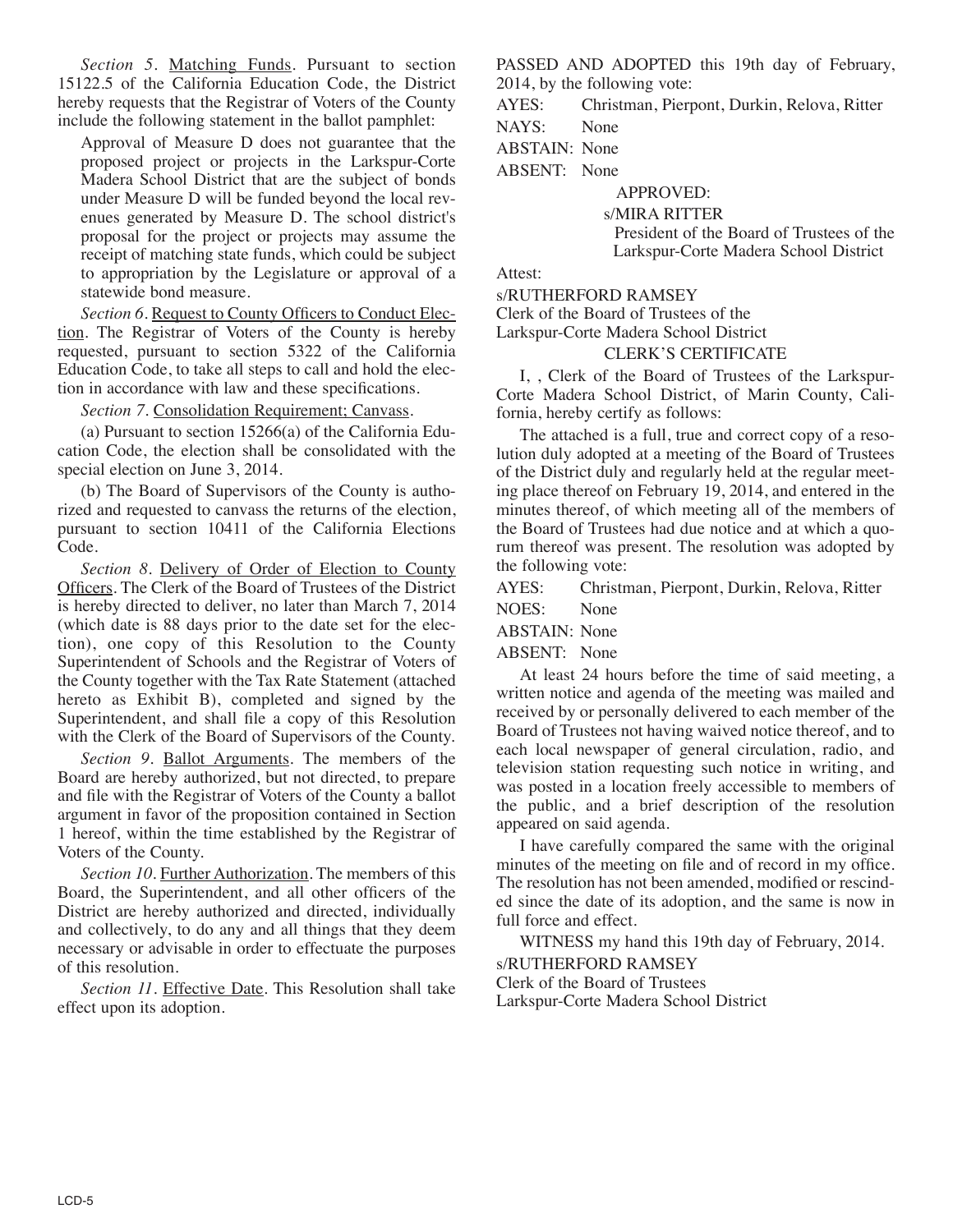*Section 5*. Matching Funds. Pursuant to section 15122.5 of the California Education Code, the District hereby requests that the Registrar of Voters of the County include the following statement in the ballot pamphlet:

> Approval of Measure D does not guarantee that the proposed project or projects in the Larkspur-Corte Madera School District that are the subject of bonds under Measure D will be funded beyond the local revenues generated by Measure D. The school district's proposal for the project or projects may assume the receipt of matching state funds, which could be subject to appropriation by the Legislature or approval of a statewide bond measure.

*Section 6*. Request to County Officers to Conduct Election. The Registrar of Voters of the County is hereby requested, pursuant to section 5322 of the California Education Code, to take all steps to call and hold the election in accordance with law and these specifications.

*Section 7*. Consolidation Requirement; Canvass.

(a) Pursuant to section 15266(a) of the California Education Code, the election shall be consolidated with the special election on June 3, 2014.

(b) The Board of Supervisors of the County is authorized and requested to canvass the returns of the election, pursuant to section 10411 of the California Elections Code.

*Section 8*. Delivery of Order of Election to County Officers. The Clerk of the Board of Trustees of the District is hereby directed to deliver, no later than March 7, 2014 (which date is 88 days prior to the date set for the election), one copy of this Resolution to the County Superintendent of Schools and the Registrar of Voters of the County together with the Tax Rate Statement (attached hereto as Exhibit B), completed and signed by the Superintendent, and shall file a copy of this Resolution with the Clerk of the Board of Supervisors of the County.

*Section 9*. Ballot Arguments. The members of the Board are hereby authorized, but not directed, to prepare and file with the Registrar of Voters of the County a ballot argument in favor of the proposition contained in Section 1 hereof, within the time established by the Registrar of Voters of the County.

*Section 10*. Further Authorization. The members of this Board, the Superintendent, and all other officers of the District are hereby authorized and directed, individually and collectively, to do any and all things that they deem necessary or advisable in order to effectuate the purposes of this resolution.

*Section 11*. Effective Date. This Resolution shall take effect upon its adoption.

PASSED AND ADOPTED this 19th day of February, 2014, by the following vote:

AYES: Christman, Pierpont, Durkin, Relova, Ritter

NAYS: None

ABSTAIN: None

ABSENT: None

APPROVED:

s/MIRA RITTER
President of the Board of Trustees of the Larkspur-Corte Madera School District

Attest:

s/RUTHERFORD RAMSEY
Clerk of the Board of Trustees of the Larkspur-Corte Madera School District

CLERK'S CERTIFICATE

I, , Clerk of the Board of Trustees of the Larkspur-Corte Madera School District, of Marin County, California, hereby certify as follows:

The attached is a full, true and correct copy of a resolution duly adopted at a meeting of the Board of Trustees of the District duly and regularly held at the regular meeting place thereof on February 19, 2014, and entered in the minutes thereof, of which meeting all of the members of the Board of Trustees had due notice and at which a quorum thereof was present. The resolution was adopted by the following vote:

AYES: Christman, Pierpont, Durkin, Relova, Ritter

NOES: None

ABSTAIN: None

ABSENT: None

At least 24 hours before the time of said meeting, a written notice and agenda of the meeting was mailed and received by or personally delivered to each member of the Board of Trustees not having waived notice thereof, and to each local newspaper of general circulation, radio, and television station requesting such notice in writing, and was posted in a location freely accessible to members of the public, and a brief description of the resolution appeared on said agenda.

I have carefully compared the same with the original minutes of the meeting on file and of record in my office. The resolution has not been amended, modified or rescinded since the date of its adoption, and the same is now in full force and effect.

WITNESS my hand this 19th day of February, 2014.

s/RUTHERFORD RAMSEY
Clerk of the Board of Trustees
Larkspur-Corte Madera School District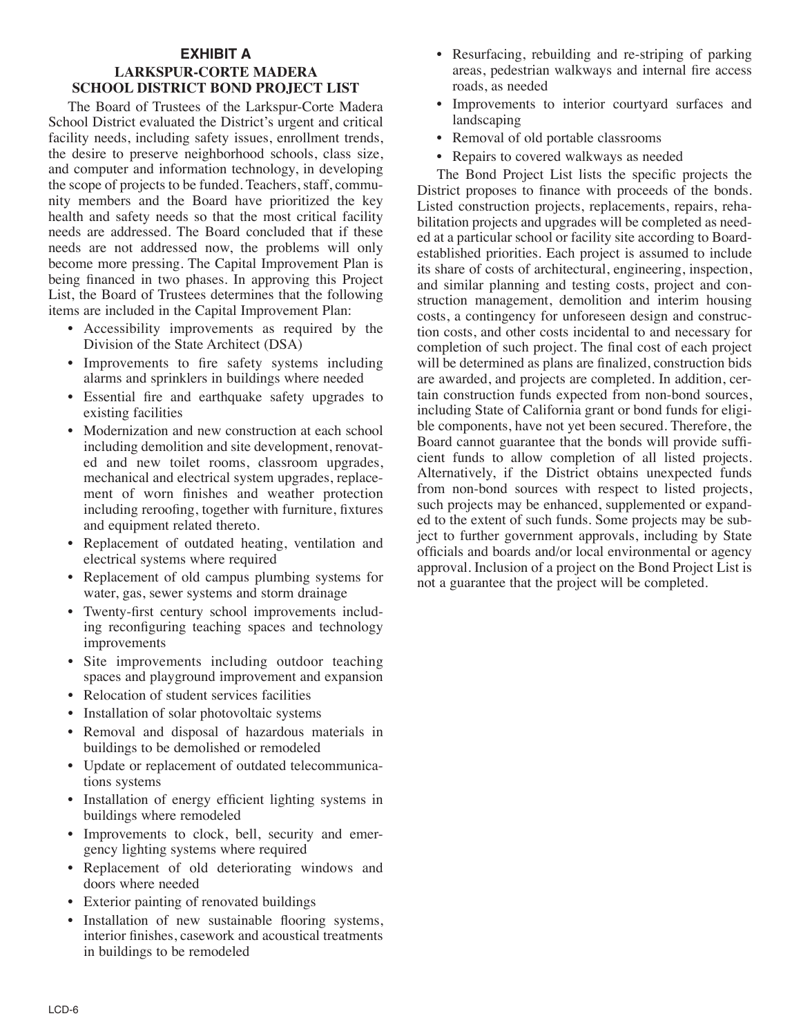## EXHIBIT A

### LARKSPUR-CORTE MADERA SCHOOL DISTRICT BOND PROJECT LIST

The Board of Trustees of the Larkspur-Corte Madera School District evaluated the District's urgent and critical facility needs, including safety issues, enrollment trends, the desire to preserve neighborhood schools, class size, and computer and information technology, in developing the scope of projects to be funded. Teachers, staff, community members and the Board have prioritized the key health and safety needs so that the most critical facility needs are addressed. The Board concluded that if these needs are not addressed now, the problems will only become more pressing. The Capital Improvement Plan is being financed in two phases. In approving this Project List, the Board of Trustees determines that the following items are included in the Capital Improvement Plan:

- Accessibility improvements as required by the Division of the State Architect (DSA)
- Improvements to fire safety systems including alarms and sprinklers in buildings where needed
- Essential fire and earthquake safety upgrades to existing facilities
- Modernization and new construction at each school including demolition and site development, renovated and new toilet rooms, classroom upgrades, mechanical and electrical system upgrades, replacement of worn finishes and weather protection including reroofing, together with furniture, fixtures and equipment related thereto.
- Replacement of outdated heating, ventilation and electrical systems where required
- Replacement of old campus plumbing systems for water, gas, sewer systems and storm drainage
- Twenty-first century school improvements including reconfiguring teaching spaces and technology improvements
- Site improvements including outdoor teaching spaces and playground improvement and expansion
- Relocation of student services facilities
- Installation of solar photovoltaic systems
- Removal and disposal of hazardous materials in buildings to be demolished or remodeled
- Update or replacement of outdated telecommunications systems
- Installation of energy efficient lighting systems in buildings where remodeled
- Improvements to clock, bell, security and emergency lighting systems where required
- Replacement of old deteriorating windows and doors where needed
- Exterior painting of renovated buildings
- Installation of new sustainable flooring systems, interior finishes, casework and acoustical treatments in buildings to be remodeled
- Resurfacing, rebuilding and re-striping of parking areas, pedestrian walkways and internal fire access roads, as needed
- Improvements to interior courtyard surfaces and landscaping
- Removal of old portable classrooms
- Repairs to covered walkways as needed

The Bond Project List lists the specific projects the District proposes to finance with proceeds of the bonds. Listed construction projects, replacements, repairs, rehabilitation projects and upgrades will be completed as needed at a particular school or facility site according to Board-established priorities. Each project is assumed to include its share of costs of architectural, engineering, inspection, and similar planning and testing costs, project and construction management, demolition and interim housing costs, a contingency for unforeseen design and construction costs, and other costs incidental to and necessary for completion of such project. The final cost of each project will be determined as plans are finalized, construction bids are awarded, and projects are completed. In addition, certain construction funds expected from non-bond sources, including State of California grant or bond funds for eligible components, have not yet been secured. Therefore, the Board cannot guarantee that the bonds will provide sufficient funds to allow completion of all listed projects. Alternatively, if the District obtains unexpected funds from non-bond sources with respect to listed projects, such projects may be enhanced, supplemented or expanded to the extent of such funds. Some projects may be subject to further government approvals, including by State officials and boards and/or local environmental or agency approval. Inclusion of a project on the Bond Project List is not a guarantee that the project will be completed.